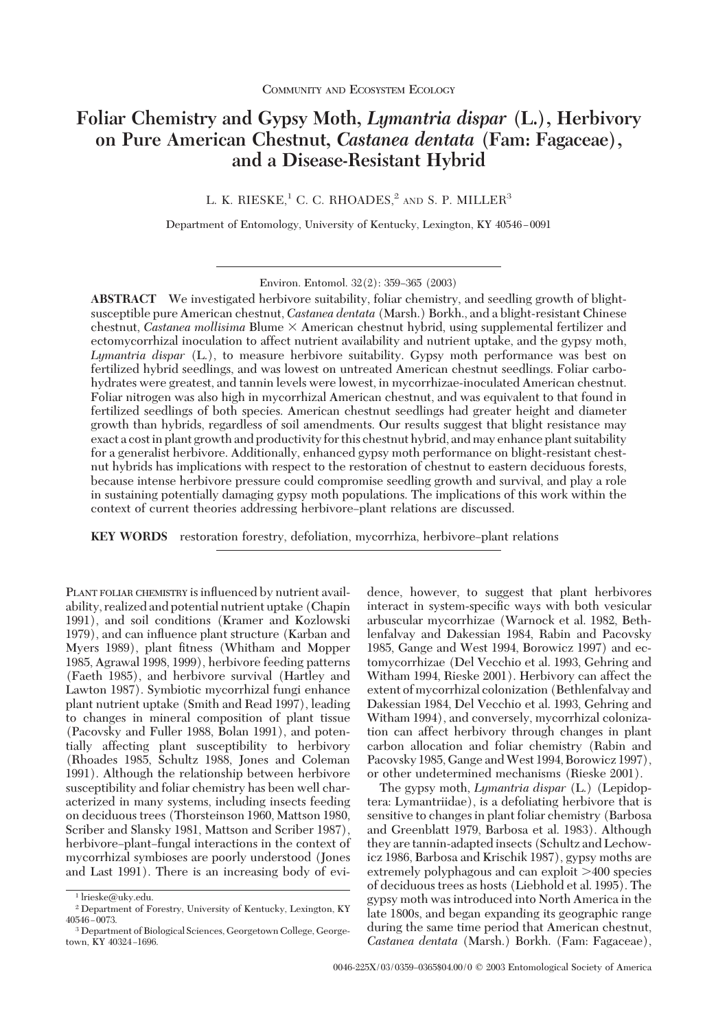COMMUNITY AND ECOSYSTEM ECOLOGY

# Foliar Chemistry and Gypsy Moth, *Lymantria dispar* (L.), Herbivory on Pure American Chestnut, *Castanea dentata* (Fam: Fagaceae), and a Disease-Resistant Hybrid

L. K. RIESKE,[1] C. C. RHOADES,[2] AND S. P. MILLER[3]

Department of Entomology, University of Kentucky, Lexington, KY 40546–0091

Environ. Entomol. 32(2): 359–365 (2003)

**ABSTRACT** We investigated herbivore suitability, foliar chemistry, and seedling growth of blight-susceptible pure American chestnut, *Castanea dentata* (Marsh.) Borkh., and a blight-resistant Chinese chestnut, *Castanea mollisima* Blume × American chestnut hybrid, using supplemental fertilizer and ectomycorrhizal inoculation to affect nutrient availability and nutrient uptake, and the gypsy moth, *Lymantria dispar* (L.), to measure herbivore suitability. Gypsy moth performance was best on fertilized hybrid seedlings, and was lowest on untreated American chestnut seedlings. Foliar carbohydrates were greatest, and tannin levels were lowest, in mycorrhizae-inoculated American chestnut. Foliar nitrogen was also high in mycorrhizal American chestnut, and was equivalent to that found in fertilized seedlings of both species. American chestnut seedlings had greater height and diameter growth than hybrids, regardless of soil amendments. Our results suggest that blight resistance may exact a cost in plant growth and productivity for this chestnut hybrid, and may enhance plant suitability for a generalist herbivore. Additionally, enhanced gypsy moth performance on blight-resistant chestnut hybrids has implications with respect to the restoration of chestnut to eastern deciduous forests, because intense herbivore pressure could compromise seedling growth and survival, and play a role in sustaining potentially damaging gypsy moth populations. The implications of this work within the context of current theories addressing herbivore–plant relations are discussed.

**KEY WORDS** restoration forestry, defoliation, mycorrhiza, herbivore–plant relations

PLANT FOLIAR CHEMISTRY is influenced by nutrient availability, realized and potential nutrient uptake (Chapin 1991), and soil conditions (Kramer and Kozlowski 1979), and can influence plant structure (Karban and Myers 1989), plant fitness (Whitham and Mopper 1985, Agrawal 1998, 1999), herbivore feeding patterns (Faeth 1985), and herbivore survival (Hartley and Lawton 1987). Symbiotic mycorrhizal fungi enhance plant nutrient uptake (Smith and Read 1997), leading to changes in mineral composition of plant tissue (Pacovsky and Fuller 1988, Bolan 1991), and potentially affecting plant susceptibility to herbivory (Rhoades 1985, Schultz 1988, Jones and Coleman 1991). Although the relationship between herbivore susceptibility and foliar chemistry has been well characterized in many systems, including insects feeding on deciduous trees (Thorsteinson 1960, Mattson 1980, Scriber and Slansky 1981, Mattson and Scriber 1987), herbivore–plant–fungal interactions in the context of mycorrhizal symbioses are poorly understood (Jones and Last 1991). There is an increasing body of evidence, however, to suggest that plant herbivores interact in system-specific ways with both vesicular arbuscular mycorrhizae (Warnock et al. 1982, Bethlenfalvay and Dakessian 1984, Rabin and Pacovsky 1985, Gange and West 1994, Borowicz 1997) and ectomycorrhizae (Del Vecchio et al. 1993, Gehring and Witham 1994, Rieske 2001). Herbivory can affect the extent of mycorrhizal colonization (Bethlenfalvay and Dakessian 1984, Del Vecchio et al. 1993, Gehring and Witham 1994), and conversely, mycorrhizal colonization can affect herbivory through changes in plant carbon allocation and foliar chemistry (Rabin and Pacovsky 1985, Gange and West 1994, Borowicz 1997), or other undetermined mechanisms (Rieske 2001).

The gypsy moth, *Lymantria dispar* (L.) (Lepidoptera: Lymantriidae), is a defoliating herbivore that is sensitive to changes in plant foliar chemistry (Barbosa and Greenblatt 1979, Barbosa et al. 1983). Although they are tannin-adapted insects (Schultz and Lechowicz 1986, Barbosa and Krischik 1987), gypsy moths are extremely polyphagous and can exploit >400 species of deciduous trees as hosts (Liebhold et al. 1995). The gypsy moth was introduced into North America in the late 1800s, and began expanding its geographic range during the same time period that American chestnut, *Castanea dentata* (Marsh.) Borkh. (Fam: Fagaceae),

[1] lrieske@uky.edu.

[2] Department of Forestry, University of Kentucky, Lexington, KY 40546–0073.

[3] Department of Biological Sciences, Georgetown College, Georgetown, KY 40324–1696.

0046-225X/03/0359–0365$04.00/0 © 2003 Entomological Society of America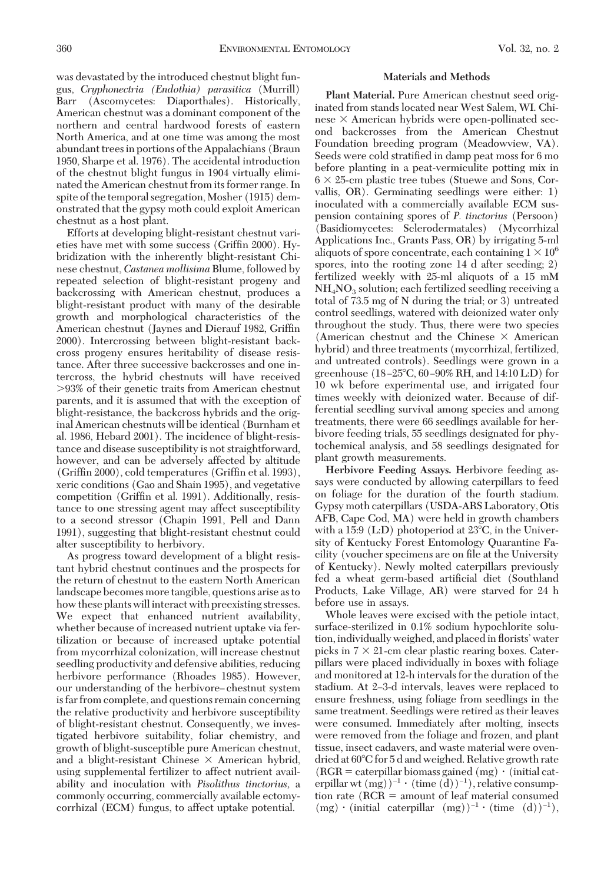was devastated by the introduced chestnut blight fungus, *Cryphonectria (Endothia) parasitica* (Murrill) Barr (Ascomycetes: Diaporthales). Historically, American chestnut was a dominant component of the northern and central hardwood forests of eastern North America, and at one time was among the most abundant trees in portions of the Appalachians (Braun 1950, Sharpe et al. 1976). The accidental introduction of the chestnut blight fungus in 1904 virtually eliminated the American chestnut from its former range. In spite of the temporal segregation, Mosher (1915) demonstrated that the gypsy moth could exploit American chestnut as a host plant.

Efforts at developing blight-resistant chestnut varieties have met with some success (Griffin 2000). Hybridization with the inherently blight-resistant Chinese chestnut, *Castanea mollisima* Blume, followed by repeated selection of blight-resistant progeny and backcrossing with American chestnut, produces a blight-resistant product with many of the desirable growth and morphological characteristics of the American chestnut (Jaynes and Dierauf 1982, Griffin 2000). Intercrossing between blight-resistant backcross progeny ensures heritability of disease resistance. After three successive backcrosses and one intercross, the hybrid chestnuts will have received >93% of their genetic traits from American chestnut parents, and it is assumed that with the exception of blight-resistance, the backcross hybrids and the original American chestnuts will be identical (Burnham et al. 1986, Hebard 2001). The incidence of blight-resistance and disease susceptibility is not straightforward, however, and can be adversely affected by altitude (Griffin 2000), cold temperatures (Griffin et al. 1993), xeric conditions (Gao and Shain 1995), and vegetative competition (Griffin et al. 1991). Additionally, resistance to one stressing agent may affect susceptibility to a second stressor (Chapin 1991, Pell and Dann 1991), suggesting that blight-resistant chestnut could alter susceptibility to herbivory.

As progress toward development of a blight resistant hybrid chestnut continues and the prospects for the return of chestnut to the eastern North American landscape becomes more tangible, questions arise as to how these plants will interact with preexisting stresses. We expect that enhanced nutrient availability, whether because of increased nutrient uptake via fertilization or because of increased uptake potential from mycorrhizal colonization, will increase chestnut seedling productivity and defensive abilities, reducing herbivore performance (Rhoades 1985). However, our understanding of the herbivore–chestnut system is far from complete, and questions remain concerning the relative productivity and herbivore susceptibility of blight-resistant chestnut. Consequently, we investigated herbivore suitability, foliar chemistry, and growth of blight-susceptible pure American chestnut, and a blight-resistant Chinese × American hybrid, using supplemental fertilizer to affect nutrient availability and inoculation with *Pisolithus tinctorius*, a commonly occurring, commercially available ectomycorrhizal (ECM) fungus, to affect uptake potential.

## Materials and Methods

**Plant Material.** Pure American chestnut seed originated from stands located near West Salem, WI. Chinese × American hybrids were open-pollinated second backcrosses from the American Chestnut Foundation breeding program (Meadowview, VA). Seeds were cold stratified in damp peat moss for 6 mo before planting in a peat-vermiculite potting mix in 6 × 25-cm plastic tree tubes (Stuewe and Sons, Corvallis, OR). Germinating seedlings were either: 1) inoculated with a commercially available ECM suspension containing spores of *P. tinctorius* (Persoon) (Basidiomycetes: Sclerodermatales) (Mycorrhizal Applications Inc., Grants Pass, OR) by irrigating 5-ml aliquots of spore concentrate, each containing $1 \times 10^6$ spores, into the rooting zone 14 d after seeding; 2) fertilized weekly with 25-ml aliquots of a 15 mM $NH_4NO_3$ solution; each fertilized seedling receiving a total of 73.5 mg of N during the trial; or 3) untreated control seedlings, watered with deionized water only throughout the study. Thus, there were two species (American chestnut and the Chinese × American hybrid) and three treatments (mycorrhizal, fertilized, and untreated controls). Seedlings were grown in a greenhouse (18–25°C, 60–90% RH, and 14:10 L:D) for 10 wk before experimental use, and irrigated four times weekly with deionized water. Because of differential seedling survival among species and among treatments, there were 66 seedlings available for herbivore feeding trials, 55 seedlings designated for phytochemical analysis, and 58 seedlings designated for plant growth measurements.

**Herbivore Feeding Assays.** Herbivore feeding assays were conducted by allowing caterpillars to feed on foliage for the duration of the fourth stadium. Gypsy moth caterpillars (USDA-ARS Laboratory, Otis AFB, Cape Cod, MA) were held in growth chambers with a 15:9 (L:D) photoperiod at 23°C, in the University of Kentucky Forest Entomology Quarantine Facility (voucher specimens are on file at the University of Kentucky). Newly molted caterpillars previously fed a wheat germ-based artificial diet (Southland Products, Lake Village, AR) were starved for 24 h before use in assays.

Whole leaves were excised with the petiole intact, surface-sterilized in 0.1% sodium hypochlorite solution, individually weighed, and placed in florists' water picks in 7 × 21-cm clear plastic rearing boxes. Caterpillars were placed individually in boxes with foliage and monitored at 12-h intervals for the duration of the stadium. At 2–3-d intervals, leaves were replaced to ensure freshness, using foliage from seedlings in the same treatment. Seedlings were retired as their leaves were consumed. Immediately after molting, insects were removed from the foliage and frozen, and plant tissue, insect cadavers, and waste material were oven-dried at 60°C for 5 d and weighed. Relative growth rate (RGR = caterpillar biomass gained (mg) · (initial caterpillar wt (mg))$^{-1}$ · (time (d))$^{-1}$), relative consumption rate (RCR = amount of leaf material consumed (mg) · (initial caterpillar (mg))$^{-1}$ · (time (d))$^{-1}$),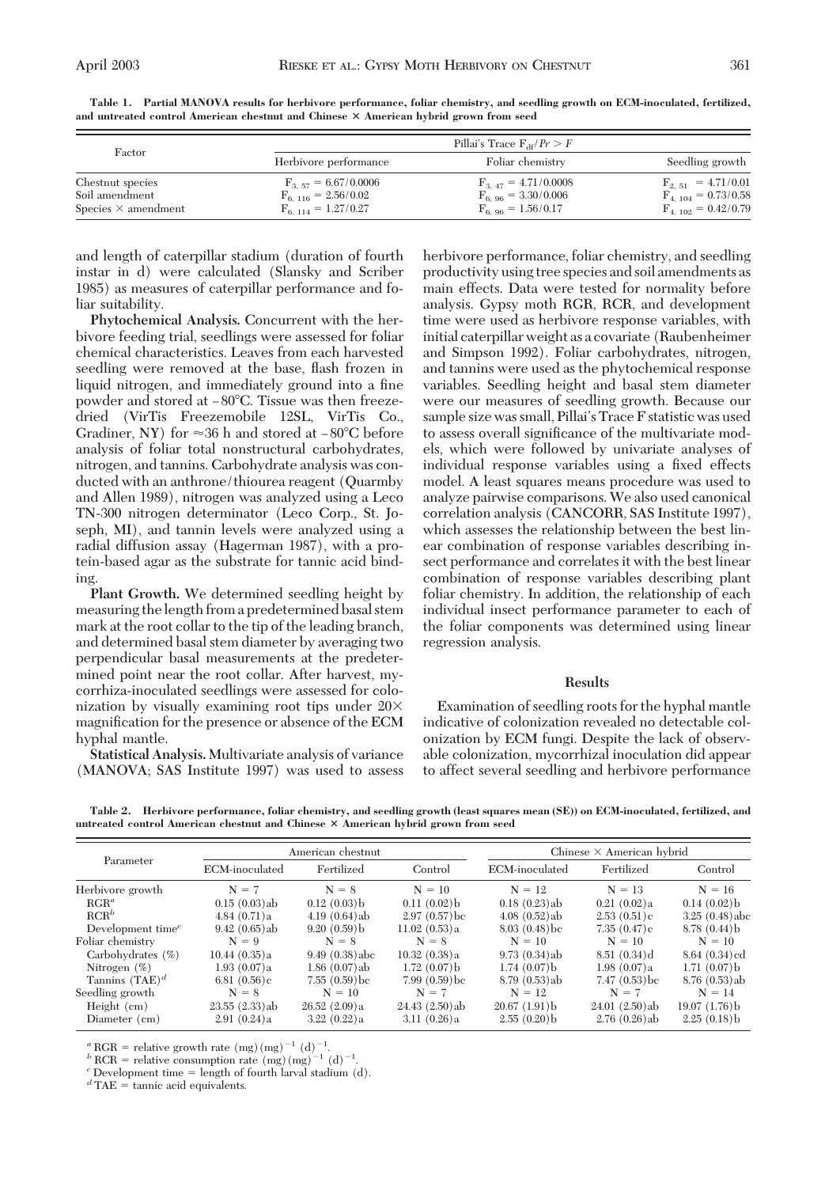**Table 1. Partial MANOVA results for herbivore performance, foliar chemistry, and seedling growth on ECM-inoculated, fertilized, and untreated control American chestnut and Chinese × American hybrid grown from seed**

| Factor | Pillai's Trace $F_{df}/Pr > F$ | | |
|---|---|---|---|
| | Herbivore performance | Foliar chemistry | Seedling growth |
| Chestnut species | $F_{3,\ 57} = 6.67/0.0006$ | $F_{3,\ 47} = 4.71/0.0008$ | $F_{2,\ 51} = 4.71/0.01$ |
| Soil amendment | $F_{6,\ 116} = 2.56/0.02$ | $F_{6,\ 96} = 3.30/0.006$ | $F_{4,\ 104} = 0.73/0.58$ |
| Species × amendment | $F_{6,\ 114} = 1.27/0.27$ | $F_{6,\ 96} = 1.56/0.17$ | $F_{4,\ 102} = 0.42/0.79$ |

and length of caterpillar stadium (duration of fourth instar in d) were calculated (Slansky and Scriber 1985) as measures of caterpillar performance and foliar suitability.

**Phytochemical Analysis.** Concurrent with the herbivore feeding trial, seedlings were assessed for foliar chemical characteristics. Leaves from each harvested seedling were removed at the base, flash frozen in liquid nitrogen, and immediately ground into a fine powder and stored at −80°C. Tissue was then freeze-dried (VirTis Freezemobile 12SL, VirTis Co., Gradiner, NY) for ≈36 h and stored at −80°C before analysis of foliar total nonstructural carbohydrates, nitrogen, and tannins. Carbohydrate analysis was conducted with an anthrone/thiourea reagent (Quarmby and Allen 1989), nitrogen was analyzed using a Leco TN-300 nitrogen determinator (Leco Corp., St. Joseph, MI), and tannin levels were analyzed using a radial diffusion assay (Hagerman 1987), with a protein-based agar as the substrate for tannic acid binding.

**Plant Growth.** We determined seedling height by measuring the length from a predetermined basal stem mark at the root collar to the tip of the leading branch, and determined basal stem diameter by averaging two perpendicular basal measurements at the predetermined point near the root collar. After harvest, mycorrhiza-inoculated seedlings were assessed for colonization by visually examining root tips under 20× magnification for the presence or absence of the ECM hyphal mantle.

**Statistical Analysis.** Multivariate analysis of variance (MANOVA; SAS Institute 1997) was used to assess herbivore performance, foliar chemistry, and seedling productivity using tree species and soil amendments as main effects. Data were tested for normality before analysis. Gypsy moth RGR, RCR, and development time were used as herbivore response variables, with initial caterpillar weight as a covariate (Raubenheimer and Simpson 1992). Foliar carbohydrates, nitrogen, and tannins were used as the phytochemical response variables. Seedling height and basal stem diameter were our measures of seedling growth. Because our sample size was small, Pillai's Trace F statistic was used to assess overall significance of the multivariate models, which were followed by univariate analyses of individual response variables using a fixed effects model. A least squares means procedure was used to analyze pairwise comparisons. We also used canonical correlation analysis (CANCORR, SAS Institute 1997), which assesses the relationship between the best linear combination of response variables describing insect performance and correlates it with the best linear combination of response variables describing plant foliar chemistry. In addition, the relationship of each individual insect performance parameter to each of the foliar components was determined using linear regression analysis.

## Results

Examination of seedling roots for the hyphal mantle indicative of colonization revealed no detectable colonization by ECM fungi. Despite the lack of observable colonization, mycorrhizal inoculation did appear to affect several seedling and herbivore performance

**Table 2. Herbivore performance, foliar chemistry, and seedling growth (least squares mean (SE)) on ECM-inoculated, fertilized, and untreated control American chestnut and Chinese × American hybrid grown from seed**

| Parameter | American chestnut | | | Chinese × American hybrid | | |
|---|---|---|---|---|---|---|
| | ECM-inoculated | Fertilized | Control | ECM-inoculated | Fertilized | Control |
| Herbivore growth | N = 7 | N = 8 | N = 10 | N = 12 | N = 13 | N = 16 |
| RGR[a] | 0.15 (0.03)ab | 0.12 (0.03)b | 0.11 (0.02)b | 0.18 (0.23)ab | 0.21 (0.02)a | 0.14 (0.02)b |
| RCR[b] | 4.84 (0.71)a | 4.19 (0.64)ab | 2.97 (0.57)bc | 4.08 (0.52)ab | 2.53 (0.51)c | 3.25 (0.48)abc |
| Development time[c] | 9.42 (0.65)ab | 9.20 (0.59)b | 11.02 (0.53)a | 8.03 (0.48)bc | 7.35 (0.47)c | 8.78 (0.44)b |
| Foliar chemistry | N = 9 | N = 8 | N = 8 | N = 10 | N = 10 | N = 10 |
| Carbohydrates (%) | 10.44 (0.35)a | 9.49 (0.38)abc | 10.32 (0.38)a | 9.73 (0.34)ab | 8.51 (0.34)d | 8.64 (0.34)cd |
| Nitrogen (%) | 1.93 (0.07)a | 1.86 (0.07)ab | 1.72 (0.07)b | 1.74 (0.07)b | 1.98 (0.07)a | 1.71 (0.07)b |
| Tannins (TAE)[d] | 6.81 (0.56)c | 7.55 (0.59)bc | 7.99 (0.59)bc | 8.79 (0.53)ab | 7.47 (0.53)bc | 8.76 (0.53)ab |
| Seedling growth | N = 8 | N = 10 | N = 7 | N = 12 | N = 7 | N = 14 |
| Height (cm) | 23.55 (2.33)ab | 26.52 (2.09)a | 24.43 (2.50)ab | 20.67 (1.91)b | 24.01 (2.50)ab | 19.07 (1.76)b |
| Diameter (cm) | 2.91 (0.24)a | 3.22 (0.22)a | 3.11 (0.26)a | 2.55 (0.20)b | 2.76 (0.26)ab | 2.25 (0.18)b |

[a] RGR = relative growth rate $(mg)(mg)^{-1}(d)^{-1}$.
[b] RCR = relative consumption rate $(mg)(mg)^{-1}(d)^{-1}$.
[c] Development time = length of fourth larval stadium (d).
[d] TAE = tannic acid equivalents.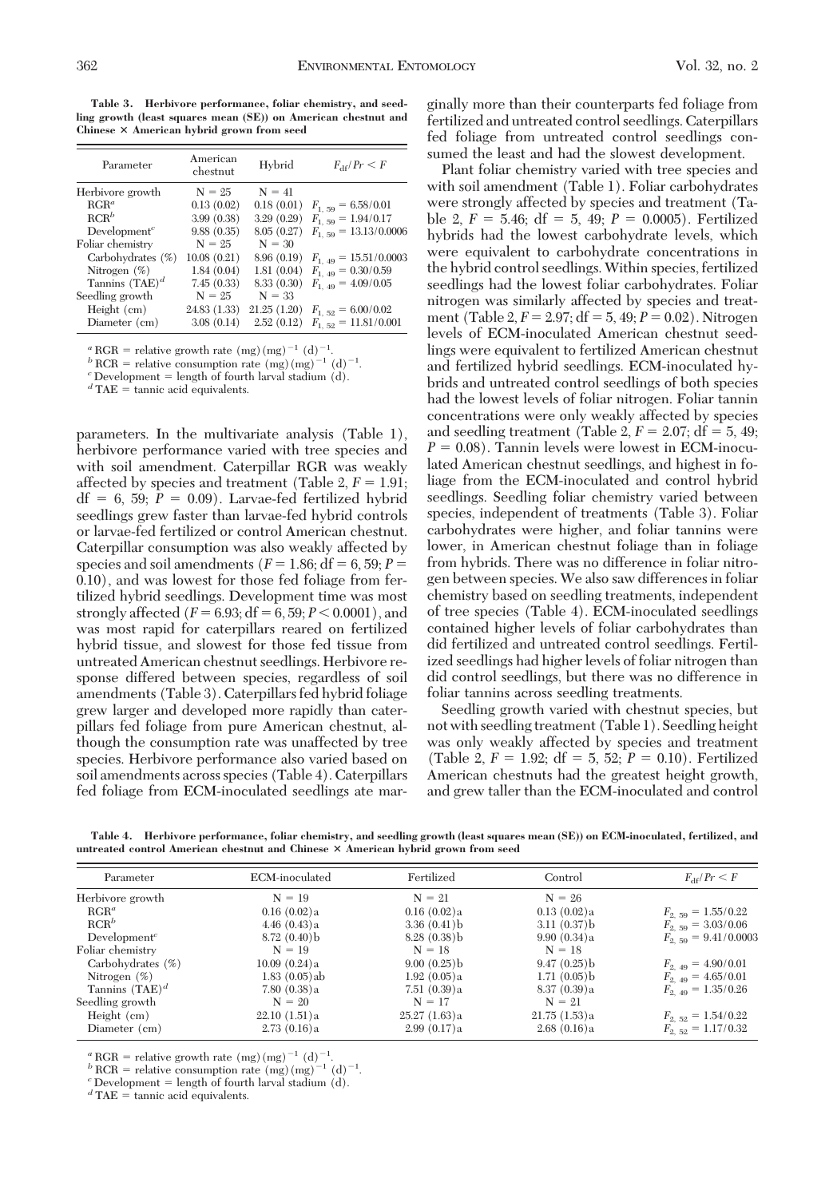**Table 3. Herbivore performance, foliar chemistry, and seedling growth (least squares mean (SE)) on American chestnut and Chinese × American hybrid grown from seed**

| Parameter | American chestnut | Hybrid | $F_{df}/Pr < F$ |
|---|---|---|---|
| Herbivore growth | N = 25 | N = 41 | |
| RGR[a] | 0.13 (0.02) | 0.18 (0.01) | $F_{1,59} = 6.58/0.01$ |
| RCR[b] | 3.99 (0.38) | 3.29 (0.29) | $F_{1,59} = 1.94/0.17$ |
| Development[c] | 9.88 (0.35) | 8.05 (0.27) | $F_{1,59} = 13.13/0.0006$ |
| Foliar chemistry | N = 25 | N = 30 | |
| Carbohydrates (%) | 10.08 (0.21) | 8.96 (0.19) | $F_{1,49} = 15.51/0.0003$ |
| Nitrogen (%) | 1.84 (0.04) | 1.81 (0.04) | $F_{1,49} = 0.30/0.59$ |
| Tannins (TAE)[d] | 7.45 (0.33) | 8.33 (0.30) | $F_{1,49} = 4.09/0.05$ |
| Seedling growth | N = 25 | N = 33 | |
| Height (cm) | 24.83 (1.33) | 21.25 (1.20) | $F_{1,52} = 6.00/0.02$ |
| Diameter (cm) | 3.08 (0.14) | 2.52 (0.12) | $F_{1,52} = 11.81/0.001$ |

[a] RGR = relative growth rate $(mg)(mg)^{-1}(d)^{-1}$.
[b] RCR = relative consumption rate $(mg)(mg)^{-1}(d)^{-1}$.
[c] Development = length of fourth larval stadium (d).
[d] TAE = tannic acid equivalents.

parameters. In the multivariate analysis (Table 1), herbivore performance varied with tree species and with soil amendment. Caterpillar RGR was weakly affected by species and treatment (Table 2, $F = 1.91$; df = 6, 59; $P = 0.09$). Larvae-fed fertilized hybrid seedlings grew faster than larvae-fed hybrid controls or larvae-fed fertilized or control American chestnut. Caterpillar consumption was also weakly affected by species and soil amendments ($F = 1.86$; df = 6, 59; $P = 0.10$), and was lowest for those fed foliage from fertilized hybrid seedlings. Development time was most strongly affected ($F = 6.93$; df = 6, 59; $P < 0.0001$), and was most rapid for caterpillars reared on fertilized hybrid tissue, and slowest for those fed tissue from untreated American chestnut seedlings. Herbivore response differed between species, regardless of soil amendments (Table 3). Caterpillars fed hybrid foliage grew larger and developed more rapidly than caterpillars fed foliage from pure American chestnut, although the consumption rate was unaffected by tree species. Herbivore performance also varied based on soil amendments across species (Table 4). Caterpillars fed foliage from ECM-inoculated seedlings ate marginally more than their counterparts fed foliage from fertilized and untreated control seedlings. Caterpillars fed foliage from untreated control seedlings consumed the least and had the slowest development.

Plant foliar chemistry varied with tree species and with soil amendment (Table 1). Foliar carbohydrates were strongly affected by species and treatment (Table 2, $F = 5.46$; df = 5, 49; $P = 0.0005$). Fertilized hybrids had the lowest carbohydrate levels, which were equivalent to carbohydrate concentrations in the hybrid control seedlings. Within species, fertilized seedlings had the lowest foliar carbohydrates. Foliar nitrogen was similarly affected by species and treatment (Table 2, $F = 2.97$; df = 5, 49; $P = 0.02$). Nitrogen levels of ECM-inoculated American chestnut seedlings were equivalent to fertilized American chestnut and fertilized hybrid seedlings. ECM-inoculated hybrids and untreated control seedlings of both species had the lowest levels of foliar nitrogen. Foliar tannin concentrations were only weakly affected by species and seedling treatment (Table 2, $F = 2.07$; df = 5, 49; $P = 0.08$). Tannin levels were lowest in ECM-inoculated American chestnut seedlings, and highest in foliage from the ECM-inoculated and control hybrid seedlings. Seedling foliar chemistry varied between species, independent of treatments (Table 3). Foliar carbohydrates were higher, and foliar tannins were lower, in American chestnut foliage than in foliage from hybrids. There was no difference in foliar nitrogen between species. We also saw differences in foliar chemistry based on seedling treatments, independent of tree species (Table 4). ECM-inoculated seedlings contained higher levels of foliar carbohydrates than did fertilized and untreated control seedlings. Fertilized seedlings had higher levels of foliar nitrogen than did control seedlings, but there was no difference in foliar tannins across seedling treatments.

Seedling growth varied with chestnut species, but not with seedling treatment (Table 1). Seedling height was only weakly affected by species and treatment (Table 2, $F = 1.92$; df = 5, 52; $P = 0.10$). Fertilized American chestnuts had the greatest height growth, and grew taller than the ECM-inoculated and control

**Table 4. Herbivore performance, foliar chemistry, and seedling growth (least squares mean (SE)) on ECM-inoculated, fertilized, and untreated control American chestnut and Chinese × American hybrid grown from seed**

| Parameter | ECM-inoculated | Fertilized | Control | $F_{df}/Pr < F$ |
|---|---|---|---|---|
| Herbivore growth | N = 19 | N = 21 | N = 26 | |
| RGR[a] | 0.16 (0.02)a | 0.16 (0.02)a | 0.13 (0.02)a | $F_{2,59} = 1.55/0.22$ |
| RCR[b] | 4.46 (0.43)a | 3.36 (0.41)b | 3.11 (0.37)b | $F_{2,59} = 3.03/0.06$ |
| Development[c] | 8.72 (0.40)b | 8.28 (0.38)b | 9.90 (0.34)a | $F_{2,59} = 9.41/0.0003$ |
| Foliar chemistry | N = 19 | N = 18 | N = 18 | |
| Carbohydrates (%) | 10.09 (0.24)a | 9.00 (0.25)b | 9.47 (0.25)b | $F_{2,49} = 4.90/0.01$ |
| Nitrogen (%) | 1.83 (0.05)ab | 1.92 (0.05)a | 1.71 (0.05)b | $F_{2,49} = 4.65/0.01$ |
| Tannins (TAE)[d] | 7.80 (0.38)a | 7.51 (0.39)a | 8.37 (0.39)a | $F_{2,49} = 1.35/0.26$ |
| Seedling growth | N = 20 | N = 17 | N = 21 | |
| Height (cm) | 22.10 (1.51)a | 25.27 (1.63)a | 21.75 (1.53)a | $F_{2,52} = 1.54/0.22$ |
| Diameter (cm) | 2.73 (0.16)a | 2.99 (0.17)a | 2.68 (0.16)a | $F_{2,52} = 1.17/0.32$ |

[a] RGR = relative growth rate $(mg)(mg)^{-1}(d)^{-1}$.
[b] RCR = relative consumption rate $(mg)(mg)^{-1}(d)^{-1}$.
[c] Development = length of fourth larval stadium (d).
[d] TAE = tannic acid equivalents.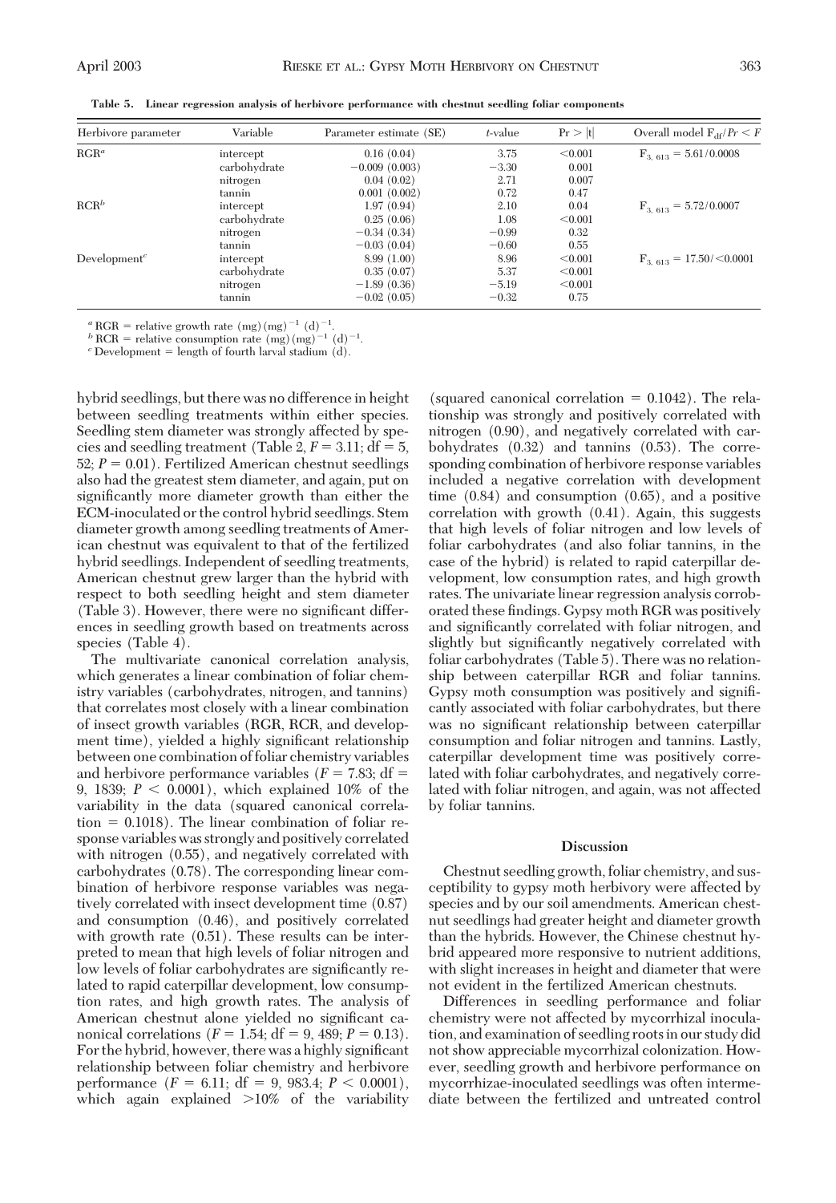**Table 5. Linear regression analysis of herbivore performance with chestnut seedling foliar components**

| Herbivore parameter | Variable | Parameter estimate (SE) | *t*-value | $Pr > \|t\|$ | Overall model $F_{df}/Pr < F$ |
|---|---|---|---|---|---|
| RGR[a] | intercept | 0.16 (0.04) | 3.75 | <0.001 | $F_{3, 613} = 5.61/0.0008$ |
| | carbohydrate | −0.009 (0.003) | −3.30 | 0.001 | |
| | nitrogen | 0.04 (0.02) | 2.71 | 0.007 | |
| | tannin | 0.001 (0.002) | 0.72 | 0.47 | |
| RCR[b] | intercept | 1.97 (0.94) | 2.10 | 0.04 | $F_{3, 613} = 5.72/0.0007$ |
| | carbohydrate | 0.25 (0.06) | 1.08 | <0.001 | |
| | nitrogen | −0.34 (0.34) | −0.99 | 0.32 | |
| | tannin | −0.03 (0.04) | −0.60 | 0.55 | |
| Development[c] | intercept | 8.99 (1.00) | 8.96 | <0.001 | $F_{3, 613} = 17.50/<0.0001$ |
| | carbohydrate | 0.35 (0.07) | 5.37 | <0.001 | |
| | nitrogen | −1.89 (0.36) | −5.19 | <0.001 | |
| | tannin | −0.02 (0.05) | −0.32 | 0.75 | |

[a] RGR = relative growth rate $(mg)(mg)^{-1}$ $(d)^{-1}$.
[b] RCR = relative consumption rate $(mg)(mg)^{-1}$ $(d)^{-1}$.
[c] Development = length of fourth larval stadium (d).

hybrid seedlings, but there was no difference in height between seedling treatments within either species. Seedling stem diameter was strongly affected by species and seedling treatment (Table 2, $F = 3.11$; df = 5, 52; $P = 0.01$). Fertilized American chestnut seedlings also had the greatest stem diameter, and again, put on significantly more diameter growth than either the ECM-inoculated or the control hybrid seedlings. Stem diameter growth among seedling treatments of American chestnut was equivalent to that of the fertilized hybrid seedlings. Independent of seedling treatments, American chestnut grew larger than the hybrid with respect to both seedling height and stem diameter (Table 3). However, there were no significant differences in seedling growth based on treatments across species (Table 4).

The multivariate canonical correlation analysis, which generates a linear combination of foliar chemistry variables (carbohydrates, nitrogen, and tannins) that correlates most closely with a linear combination of insect growth variables (RGR, RCR, and development time), yielded a highly significant relationship between one combination of foliar chemistry variables and herbivore performance variables ($F = 7.83$; df = 9, 1839; $P < 0.0001$), which explained 10% of the variability in the data (squared canonical correlation = 0.1018). The linear combination of foliar response variables was strongly and positively correlated with nitrogen (0.55), and negatively correlated with carbohydrates (0.78). The corresponding linear combination of herbivore response variables was negatively correlated with insect development time (0.87) and consumption (0.46), and positively correlated with growth rate (0.51). These results can be interpreted to mean that high levels of foliar nitrogen and low levels of foliar carbohydrates are significantly related to rapid caterpillar development, low consumption rates, and high growth rates. The analysis of American chestnut alone yielded no significant canonical correlations ($F = 1.54$; df = 9, 489; $P = 0.13$). For the hybrid, however, there was a highly significant relationship between foliar chemistry and herbivore performance ($F = 6.11$; df = 9, 983.4; $P < 0.0001$), which again explained >10% of the variability (squared canonical correlation = 0.1042). The relationship was strongly and positively correlated with nitrogen (0.90), and negatively correlated with carbohydrates (0.32) and tannins (0.53). The corresponding combination of herbivore response variables included a negative correlation with development time (0.84) and consumption (0.65), and a positive correlation with growth (0.41). Again, this suggests that high levels of foliar nitrogen and low levels of foliar carbohydrates (and also foliar tannins, in the case of the hybrid) is related to rapid caterpillar development, low consumption rates, and high growth rates. The univariate linear regression analysis corroborated these findings. Gypsy moth RGR was positively and significantly correlated with foliar nitrogen, and slightly but significantly negatively correlated with foliar carbohydrates (Table 5). There was no relationship between caterpillar RGR and foliar tannins. Gypsy moth consumption was positively and significantly associated with foliar carbohydrates, but there was no significant relationship between caterpillar consumption and foliar nitrogen and tannins. Lastly, caterpillar development time was positively correlated with foliar carbohydrates, and negatively correlated with foliar nitrogen, and again, was not affected by foliar tannins.

## Discussion

Chestnut seedling growth, foliar chemistry, and susceptibility to gypsy moth herbivory were affected by species and by our soil amendments. American chestnut seedlings had greater height and diameter growth than the hybrids. However, the Chinese chestnut hybrid appeared more responsive to nutrient additions, with slight increases in height and diameter that were not evident in the fertilized American chestnuts.

Differences in seedling performance and foliar chemistry were not affected by mycorrhizal inoculation, and examination of seedling roots in our study did not show appreciable mycorrhizal colonization. However, seedling growth and herbivore performance on mycorrhizae-inoculated seedlings was often intermediate between the fertilized and untreated control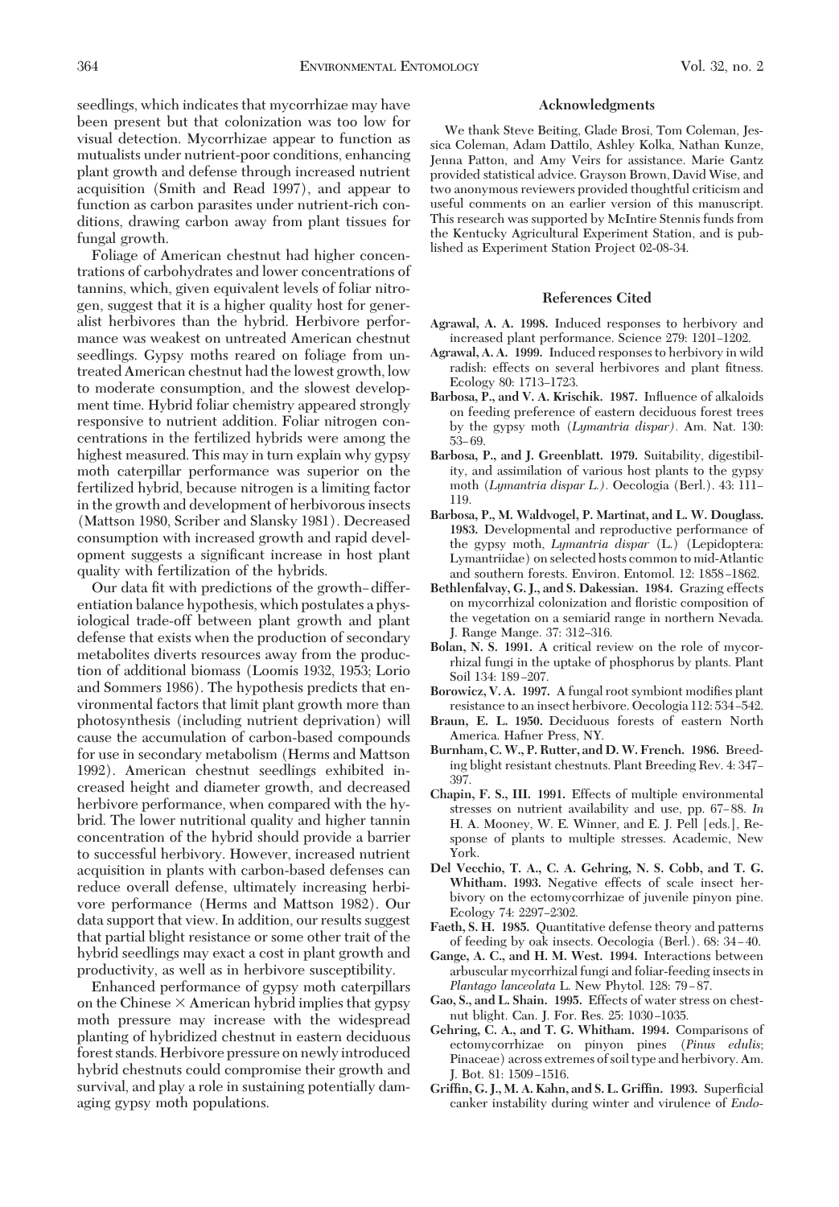seedlings, which indicates that mycorrhizae may have been present but that colonization was too low for visual detection. Mycorrhizae appear to function as mutualists under nutrient-poor conditions, enhancing plant growth and defense through increased nutrient acquisition (Smith and Read 1997), and appear to function as carbon parasites under nutrient-rich conditions, drawing carbon away from plant tissues for fungal growth.

Foliage of American chestnut had higher concentrations of carbohydrates and lower concentrations of tannins, which, given equivalent levels of foliar nitrogen, suggest that it is a higher quality host for generalist herbivores than the hybrid. Herbivore performance was weakest on untreated American chestnut seedlings. Gypsy moths reared on foliage from untreated American chestnut had the lowest growth, low to moderate consumption, and the slowest development time. Hybrid foliar chemistry appeared strongly responsive to nutrient addition. Foliar nitrogen concentrations in the fertilized hybrids were among the highest measured. This may in turn explain why gypsy moth caterpillar performance was superior on the fertilized hybrid, because nitrogen is a limiting factor in the growth and development of herbivorous insects (Mattson 1980, Scriber and Slansky 1981). Decreased consumption with increased growth and rapid development suggests a significant increase in host plant quality with fertilization of the hybrids.

Our data fit with predictions of the growth–differentiation balance hypothesis, which postulates a physiological trade-off between plant growth and plant defense that exists when the production of secondary metabolites diverts resources away from the production of additional biomass (Loomis 1932, 1953; Lorio and Sommers 1986). The hypothesis predicts that environmental factors that limit plant growth more than photosynthesis (including nutrient deprivation) will cause the accumulation of carbon-based compounds for use in secondary metabolism (Herms and Mattson 1992). American chestnut seedlings exhibited increased height and diameter growth, and decreased herbivore performance, when compared with the hybrid. The lower nutritional quality and higher tannin concentration of the hybrid should provide a barrier to successful herbivory. However, increased nutrient acquisition in plants with carbon-based defenses can reduce overall defense, ultimately increasing herbivore performance (Herms and Mattson 1982). Our data support that view. In addition, our results suggest that partial blight resistance or some other trait of the hybrid seedlings may exact a cost in plant growth and productivity, as well as in herbivore susceptibility.

Enhanced performance of gypsy moth caterpillars on the Chinese × American hybrid implies that gypsy moth pressure may increase with the widespread planting of hybridized chestnut in eastern deciduous forest stands. Herbivore pressure on newly introduced hybrid chestnuts could compromise their growth and survival, and play a role in sustaining potentially damaging gypsy moth populations.

## Acknowledgments

We thank Steve Beiting, Glade Brosi, Tom Coleman, Jessica Coleman, Adam Dattilo, Ashley Kolka, Nathan Kunze, Jenna Patton, and Amy Veirs for assistance. Marie Gantz provided statistical advice. Grayson Brown, David Wise, and two anonymous reviewers provided thoughtful criticism and useful comments on an earlier version of this manuscript. This research was supported by McIntire Stennis funds from the Kentucky Agricultural Experiment Station, and is published as Experiment Station Project 02-08-34.

## References Cited

**Agrawal, A. A. 1998.** Induced responses to herbivory and increased plant performance. Science 279: 1201–1202.

**Agrawal, A. A. 1999.** Induced responses to herbivory in wild radish: effects on several herbivores and plant fitness. Ecology 80: 1713–1723.

**Barbosa, P., and V. A. Krischik. 1987.** Influence of alkaloids on feeding preference of eastern deciduous forest trees by the gypsy moth (*Lymantria dispar*). Am. Nat. 130: 53–69.

**Barbosa, P., and J. Greenblatt. 1979.** Suitability, digestibility, and assimilation of various host plants to the gypsy moth (*Lymantria dispar L.*). Oecologia (Berl.). 43: 111–119.

**Barbosa, P., M. Waldvogel, P. Martinat, and L. W. Douglass. 1983.** Developmental and reproductive performance of the gypsy moth, *Lymantria dispar* (L.) (Lepidoptera: Lymantriidae) on selected hosts common to mid-Atlantic and southern forests. Environ. Entomol. 12: 1858–1862.

**Bethlenfalvay, G. J., and S. Dakessian. 1984.** Grazing effects on mycorrhizal colonization and floristic composition of the vegetation on a semiarid range in northern Nevada. J. Range Mange. 37: 312–316.

**Bolan, N. S. 1991.** A critical review on the role of mycorrhizal fungi in the uptake of phosphorus by plants. Plant Soil 134: 189–207.

**Borowicz, V. A. 1997.** A fungal root symbiont modifies plant resistance to an insect herbivore. Oecologia 112: 534–542.

**Braun, E. L. 1950.** Deciduous forests of eastern North America. Hafner Press, NY.

**Burnham, C. W., P. Rutter, and D. W. French. 1986.** Breeding blight resistant chestnuts. Plant Breeding Rev. 4: 347–397.

**Chapin, F. S., III. 1991.** Effects of multiple environmental stresses on nutrient availability and use, pp. 67–88. *In* H. A. Mooney, W. E. Winner, and E. J. Pell [eds.], Response of plants to multiple stresses. Academic, New York.

**Del Vecchio, T. A., C. A. Gehring, N. S. Cobb, and T. G. Whitham. 1993.** Negative effects of scale insect herbivory on the ectomycorrhizae of juvenile pinyon pine. Ecology 74: 2297–2302.

**Faeth, S. H. 1985.** Quantitative defense theory and patterns of feeding by oak insects. Oecologia (Berl.). 68: 34–40.

**Gange, A. C., and H. M. West. 1994.** Interactions between arbuscular mycorrhizal fungi and foliar-feeding insects in *Plantago lanceolata* L. New Phytol. 128: 79–87.

**Gao, S., and L. Shain. 1995.** Effects of water stress on chestnut blight. Can. J. For. Res. 25: 1030–1035.

**Gehring, C. A., and T. G. Whitham. 1994.** Comparisons of ectomycorrhizae on pinyon pines (*Pinus edulis*; Pinaceae) across extremes of soil type and herbivory. Am. J. Bot. 81: 1509–1516.

**Griffin, G. J., M. A. Kahn, and S. L. Griffin. 1993.** Superficial canker instability during winter and virulence of *Endo-*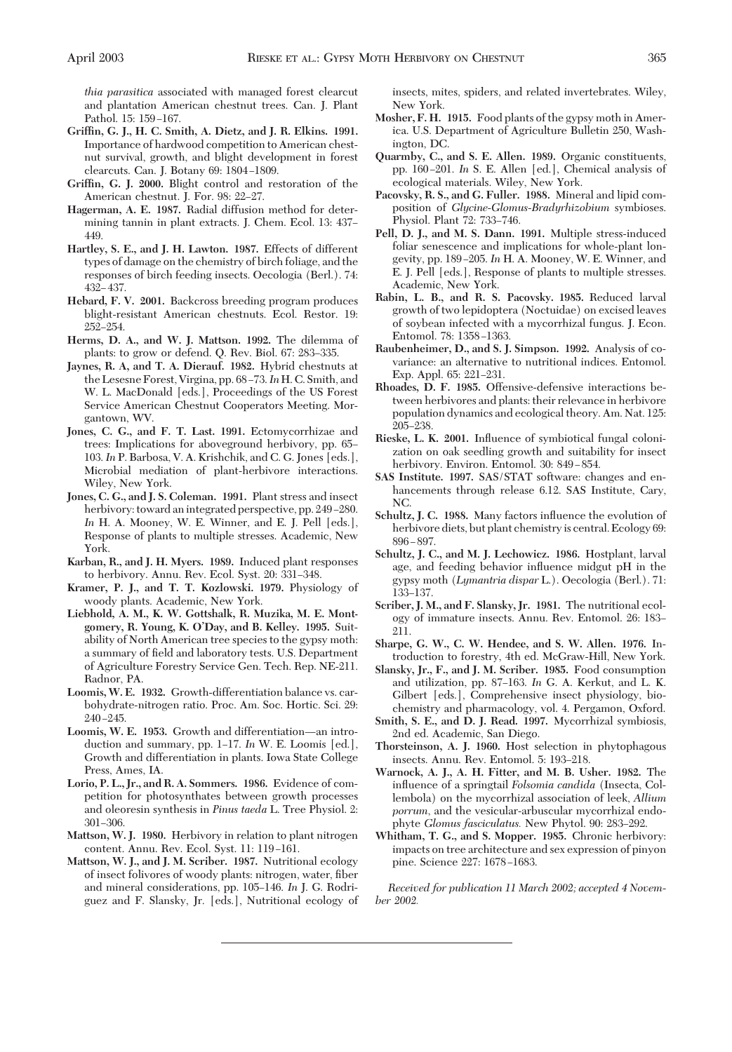*thia parasitica* associated with managed forest clearcut and plantation American chestnut trees. Can. J. Plant Pathol. 15: 159–167.

**Griffin, G. J., H. C. Smith, A. Dietz, and J. R. Elkins. 1991.** Importance of hardwood competition to American chestnut survival, growth, and blight development in forest clearcuts. Can. J. Botany 69: 1804–1809.

**Griffin, G. J. 2000.** Blight control and restoration of the American chestnut. J. For. 98: 22–27.

**Hagerman, A. E. 1987.** Radial diffusion method for determining tannin in plant extracts. J. Chem. Ecol. 13: 437–449.

**Hartley, S. E., and J. H. Lawton. 1987.** Effects of different types of damage on the chemistry of birch foliage, and the responses of birch feeding insects. Oecologia (Berl.). 74: 432–437.

**Hebard, F. V. 2001.** Backcross breeding program produces blight-resistant American chestnuts. Ecol. Restor. 19: 252–254.

**Herms, D. A., and W. J. Mattson. 1992.** The dilemma of plants: to grow or defend. Q. Rev. Biol. 67: 283–335.

**Jaynes, R. A, and T. A. Dierauf. 1982.** Hybrid chestnuts at the Lesesne Forest, Virgina, pp. 68–73. *In* H. C. Smith, and W. L. MacDonald [eds.], Proceedings of the US Forest Service American Chestnut Cooperators Meeting. Morgantown, WV.

**Jones, C. G., and F. T. Last. 1991.** Ectomycorrhizae and trees: Implications for aboveground herbivory, pp. 65–103. *In* P. Barbosa, V. A. Krishchik, and C. G. Jones [eds.], Microbial mediation of plant-herbivore interactions. Wiley, New York.

**Jones, C. G., and J. S. Coleman. 1991.** Plant stress and insect herbivory: toward an integrated perspective, pp. 249–280. *In* H. A. Mooney, W. E. Winner, and E. J. Pell [eds.], Response of plants to multiple stresses. Academic, New York.

**Karban, R., and J. H. Myers. 1989.** Induced plant responses to herbivory. Annu. Rev. Ecol. Syst. 20: 331–348.

**Kramer, P. J., and T. T. Kozlowski. 1979.** Physiology of woody plants. Academic, New York.

**Liebhold, A. M., K. W. Gottshalk, R. Muzika, M. E. Montgomery, R. Young, K. O'Day, and B. Kelley. 1995.** Suitability of North American tree species to the gypsy moth: a summary of field and laboratory tests. U.S. Department of Agriculture Forestry Service Gen. Tech. Rep. NE-211. Radnor, PA.

**Loomis, W. E. 1932.** Growth-differentiation balance vs. carbohydrate-nitrogen ratio. Proc. Am. Soc. Hortic. Sci. 29: 240–245.

**Loomis, W. E. 1953.** Growth and differentiation—an introduction and summary, pp. 1–17. *In* W. E. Loomis [ed.], Growth and differentiation in plants. Iowa State College Press, Ames, IA.

**Lorio, P. L., Jr., and R. A. Sommers. 1986.** Evidence of competition for photosynthates between growth processes and oleoresin synthesis in *Pinus taeda* L. Tree Physiol. 2: 301–306.

**Mattson, W. J. 1980.** Herbivory in relation to plant nitrogen content. Annu. Rev. Ecol. Syst. 11: 119–161.

**Mattson, W. J., and J. M. Scriber. 1987.** Nutritional ecology of insect folivores of woody plants: nitrogen, water, fiber and mineral considerations, pp. 105–146. *In* J. G. Rodriguez and F. Slansky, Jr. [eds.], Nutritional ecology of insects, mites, spiders, and related invertebrates. Wiley, New York.

**Mosher, F. H. 1915.** Food plants of the gypsy moth in America. U.S. Department of Agriculture Bulletin 250, Washington, DC.

**Quarmby, C., and S. E. Allen. 1989.** Organic constituents, pp. 160–201. *In* S. E. Allen [ed.], Chemical analysis of ecological materials. Wiley, New York.

**Pacovsky, R. S., and G. Fuller. 1988.** Mineral and lipid composition of *Glycine-Glomus-Bradyrhizobium* symbioses. Physiol. Plant 72: 733–746.

**Pell, D. J., and M. S. Dann. 1991.** Multiple stress-induced foliar senescence and implications for whole-plant longevity, pp. 189–205. *In* H. A. Mooney, W. E. Winner, and E. J. Pell [eds.], Response of plants to multiple stresses. Academic, New York.

**Rabin, L. B., and R. S. Pacovsky. 1985.** Reduced larval growth of two lepidoptera (Noctuidae) on excised leaves of soybean infected with a mycorrhizal fungus. J. Econ. Entomol. 78: 1358–1363.

**Raubenheimer, D., and S. J. Simpson. 1992.** Analysis of covariance: an alternative to nutritional indices. Entomol. Exp. Appl. 65: 221–231.

**Rhoades, D. F. 1985.** Offensive-defensive interactions between herbivores and plants: their relevance in herbivore population dynamics and ecological theory. Am. Nat. 125: 205–238.

**Rieske, L. K. 2001.** Influence of symbiotical fungal colonization on oak seedling growth and suitability for insect herbivory. Environ. Entomol. 30: 849–854.

**SAS Institute. 1997.** SAS/STAT software: changes and enhancements through release 6.12. SAS Institute, Cary, NC.

**Schultz, J. C. 1988.** Many factors influence the evolution of herbivore diets, but plant chemistry is central. Ecology 69: 896–897.

**Schultz, J. C., and M. J. Lechowicz. 1986.** Hostplant, larval age, and feeding behavior influence midgut pH in the gypsy moth (*Lymantria dispar* L.). Oecologia (Berl.). 71: 133–137.

**Scriber, J. M., and F. Slansky, Jr. 1981.** The nutritional ecology of immature insects. Annu. Rev. Entomol. 26: 183–211.

**Sharpe, G. W., C. W. Hendee, and S. W. Allen. 1976.** Introduction to forestry, 4th ed. McGraw-Hill, New York.

**Slansky, Jr., F., and J. M. Scriber. 1985.** Food consumption and utilization, pp. 87–163. *In* G. A. Kerkut, and L. K. Gilbert [eds.], Comprehensive insect physiology, biochemistry and pharmacology, vol. 4. Pergamon, Oxford.

**Smith, S. E., and D. J. Read. 1997.** Mycorrhizal symbiosis, 2nd ed. Academic, San Diego.

**Thorsteinson, A. J. 1960.** Host selection in phytophagous insects. Annu. Rev. Entomol. 5: 193–218.

**Warnock, A. J., A. H. Fitter, and M. B. Usher. 1982.** The influence of a springtail *Folsomia candida* (Insecta, Collembola) on the mycorrhizal association of leek, *Allium porrum*, and the vesicular-arbuscular mycorrhizal endophyte *Glomus fasciculatus.* New Phytol. 90: 283–292.

**Whitham, T. G., and S. Mopper. 1985.** Chronic herbivory: impacts on tree architecture and sex expression of pinyon pine. Science 227: 1678–1683.

*Received for publication 11 March 2002; accepted 4 November 2002.*